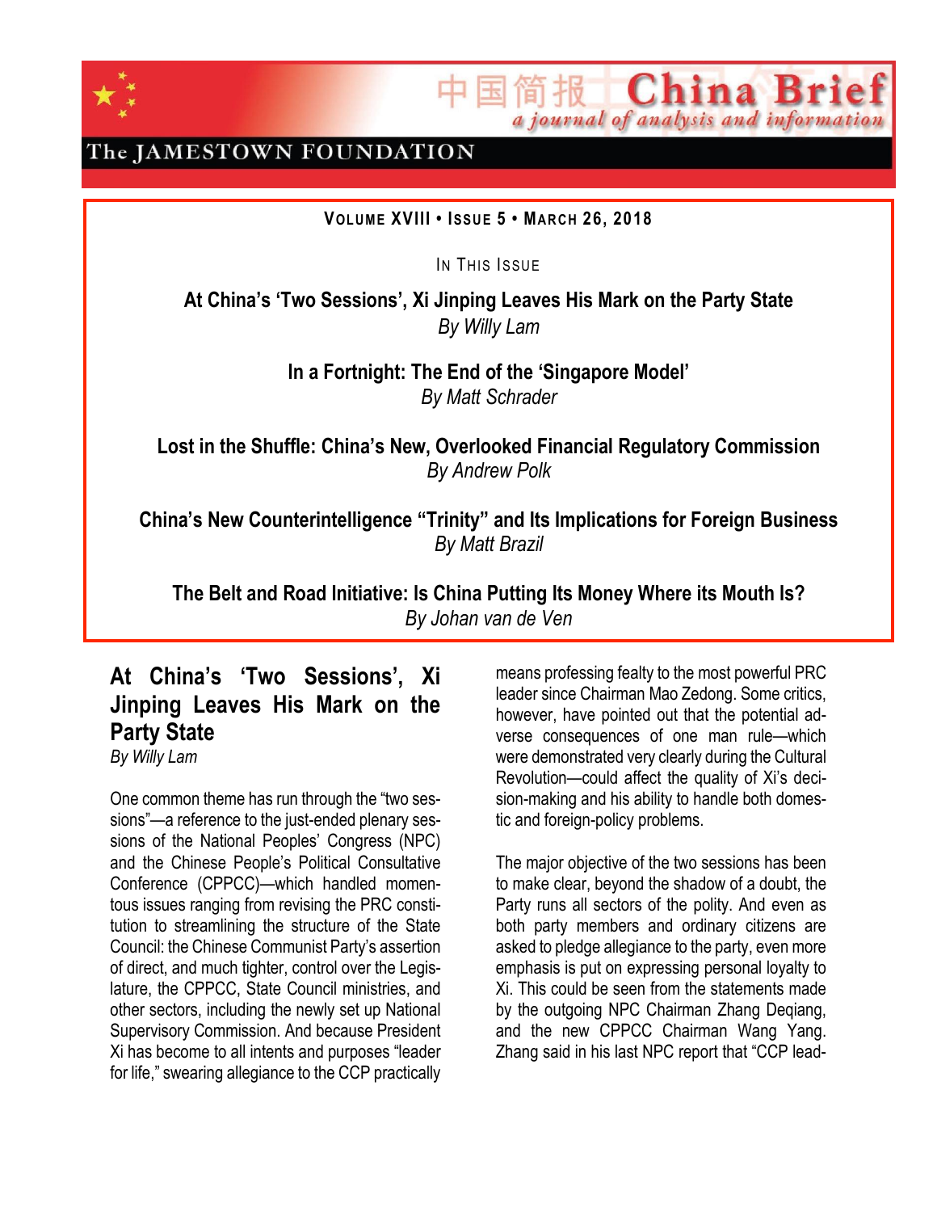# China Brief

中国简报 China Brief — a journal of analysis and information

The JAMESTOWN FOUNDATION

**VOLUME XVIII • ISSUE 5 • MARCH 26, 2018**

IN THIS ISSUE

**At China's 'Two Sessions', Xi Jinping Leaves His Mark on the Party State**
*By Willy Lam*

**In a Fortnight: The End of the 'Singapore Model'**
*By Matt Schrader*

**Lost in the Shuffle: China's New, Overlooked Financial Regulatory Commission**
*By Andrew Polk*

**China's New Counterintelligence "Trinity" and Its Implications for Foreign Business**
*By Matt Brazil*

**The Belt and Road Initiative: Is China Putting Its Money Where its Mouth Is?**
*By Johan van de Ven*

## At China's 'Two Sessions', Xi Jinping Leaves His Mark on the Party State

*By Willy Lam*

One common theme has run through the "two sessions"—a reference to the just-ended plenary sessions of the National Peoples' Congress (NPC) and the Chinese People's Political Consultative Conference (CPPCC)—which handled momentous issues ranging from revising the PRC constitution to streamlining the structure of the State Council: the Chinese Communist Party's assertion of direct, and much tighter, control over the Legislature, the CPPCC, State Council ministries, and other sectors, including the newly set up National Supervisory Commission. And because President Xi has become to all intents and purposes "leader for life," swearing allegiance to the CCP practically means professing fealty to the most powerful PRC leader since Chairman Mao Zedong. Some critics, however, have pointed out that the potential adverse consequences of one man rule—which were demonstrated very clearly during the Cultural Revolution—could affect the quality of Xi's decision-making and his ability to handle both domestic and foreign-policy problems.

The major objective of the two sessions has been to make clear, beyond the shadow of a doubt, the Party runs all sectors of the polity. And even as both party members and ordinary citizens are asked to pledge allegiance to the party, even more emphasis is put on expressing personal loyalty to Xi. This could be seen from the statements made by the outgoing NPC Chairman Zhang Deqiang, and the new CPPCC Chairman Wang Yang. Zhang said in his last NPC report that "CCP lead-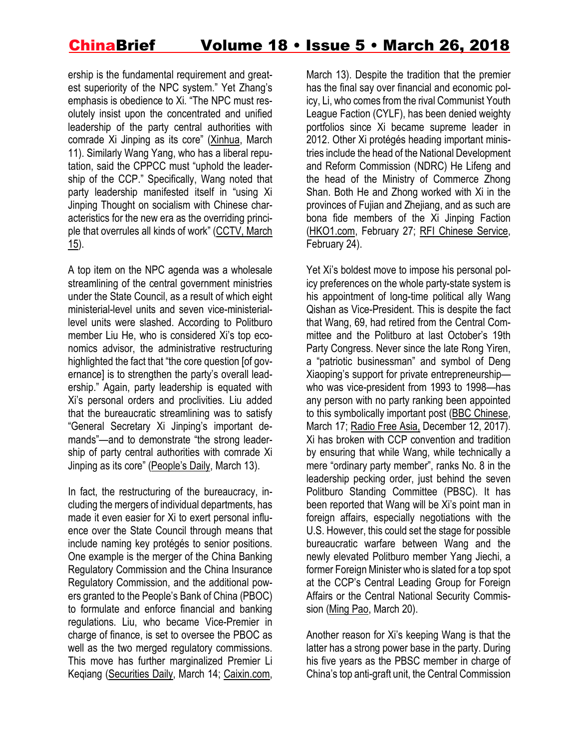ership is the fundamental requirement and greatest superiority of the NPC system." Yet Zhang's emphasis is obedience to Xi. "The NPC must resolutely insist upon the concentrated and unified leadership of the party central authorities with comrade Xi Jinping as its core" (Xinhua, March 11). Similarly Wang Yang, who has a liberal reputation, said the CPPCC must "uphold the leadership of the CCP." Specifically, Wang noted that party leadership manifested itself in "using Xi Jinping Thought on socialism with Chinese characteristics for the new era as the overriding principle that overrules all kinds of work" (CCTV, March 15).

A top item on the NPC agenda was a wholesale streamlining of the central government ministries under the State Council, as a result of which eight ministerial-level units and seven vice-ministerial-level units were slashed. According to Politburo member Liu He, who is considered Xi's top economics advisor, the administrative restructuring highlighted the fact that "the core question [of governance] is to strengthen the party's overall leadership." Again, party leadership is equated with Xi's personal orders and proclivities. Liu added that the bureaucratic streamlining was to satisfy "General Secretary Xi Jinping's important demands"—and to demonstrate "the strong leadership of party central authorities with comrade Xi Jinping as its core" (People's Daily, March 13).

In fact, the restructuring of the bureaucracy, including the mergers of individual departments, has made it even easier for Xi to exert personal influence over the State Council through means that include naming key protégés to senior positions. One example is the merger of the China Banking Regulatory Commission and the China Insurance Regulatory Commission, and the additional powers granted to the People's Bank of China (PBOC) to formulate and enforce financial and banking regulations. Liu, who became Vice-Premier in charge of finance, is set to oversee the PBOC as well as the two merged regulatory commissions. This move has further marginalized Premier Li Keqiang (Securities Daily, March 14; Caixin.com, March 13). Despite the tradition that the premier has the final say over financial and economic policy, Li, who comes from the rival Communist Youth League Faction (CYLF), has been denied weighty portfolios since Xi became supreme leader in 2012. Other Xi protégés heading important ministries include the head of the National Development and Reform Commission (NDRC) He Lifeng and the head of the Ministry of Commerce Zhong Shan. Both He and Zhong worked with Xi in the provinces of Fujian and Zhejiang, and as such are bona fide members of the Xi Jinping Faction (HKO1.com, February 27; RFI Chinese Service, February 24).

Yet Xi's boldest move to impose his personal policy preferences on the whole party-state system is his appointment of long-time political ally Wang Qishan as Vice-President. This is despite the fact that Wang, 69, had retired from the Central Committee and the Politburo at last October's 19th Party Congress. Never since the late Rong Yiren, a "patriotic businessman" and symbol of Deng Xiaoping's support for private entrepreneurship—who was vice-president from 1993 to 1998—has any person with no party ranking been appointed to this symbolically important post (BBC Chinese, March 17; Radio Free Asia, December 12, 2017). Xi has broken with CCP convention and tradition by ensuring that while Wang, while technically a mere "ordinary party member", ranks No. 8 in the leadership pecking order, just behind the seven Politburo Standing Committee (PBSC). It has been reported that Wang will be Xi's point man in foreign affairs, especially negotiations with the U.S. However, this could set the stage for possible bureaucratic warfare between Wang and the newly elevated Politburo member Yang Jiechi, a former Foreign Minister who is slated for a top spot at the CCP's Central Leading Group for Foreign Affairs or the Central National Security Commission (Ming Pao, March 20).

Another reason for Xi's keeping Wang is that the latter has a strong power base in the party. During his five years as the PBSC member in charge of China's top anti-graft unit, the Central Commission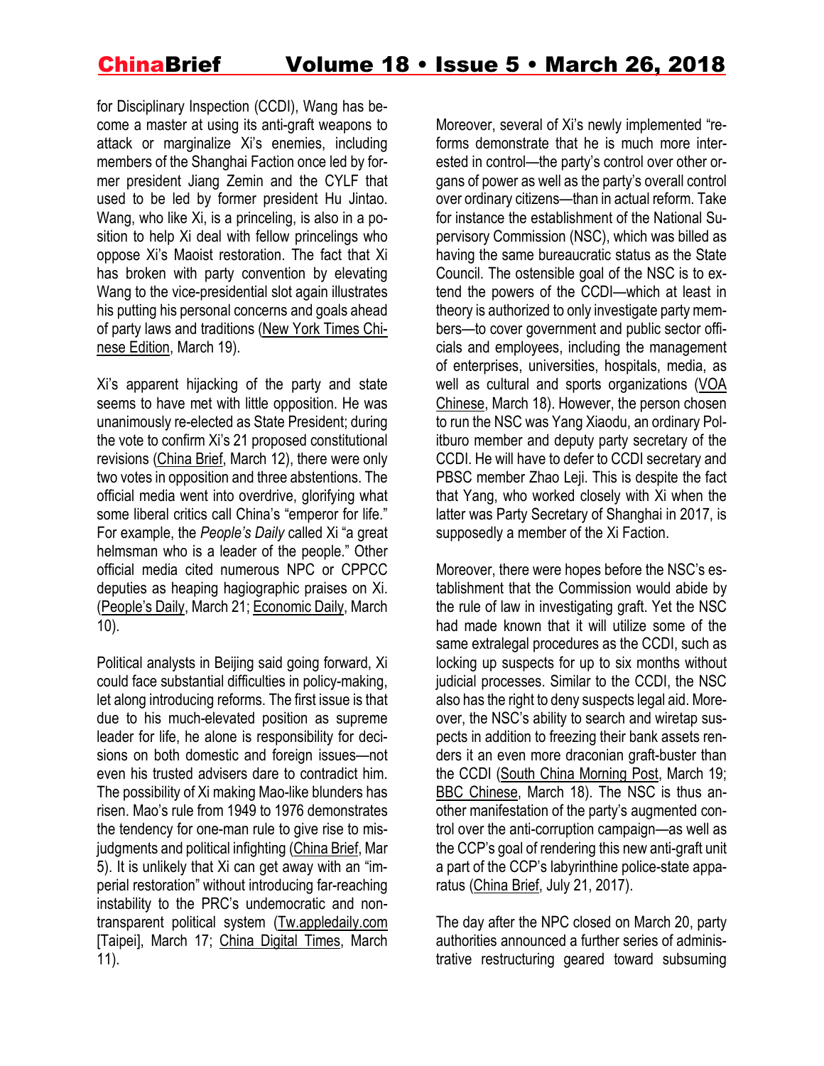for Disciplinary Inspection (CCDI), Wang has become a master at using its anti-graft weapons to attack or marginalize Xi's enemies, including members of the Shanghai Faction once led by former president Jiang Zemin and the CYLF that used to be led by former president Hu Jintao. Wang, who like Xi, is a princeling, is also in a position to help Xi deal with fellow princelings who oppose Xi's Maoist restoration. The fact that Xi has broken with party convention by elevating Wang to the vice-presidential slot again illustrates his putting his personal concerns and goals ahead of party laws and traditions (New York Times Chinese Edition, March 19).

Xi's apparent hijacking of the party and state seems to have met with little opposition. He was unanimously re-elected as State President; during the vote to confirm Xi's 21 proposed constitutional revisions (China Brief, March 12), there were only two votes in opposition and three abstentions. The official media went into overdrive, glorifying what some liberal critics call China's "emperor for life." For example, the *People's Daily* called Xi "a great helmsman who is a leader of the people." Other official media cited numerous NPC or CPPCC deputies as heaping hagiographic praises on Xi. (People's Daily, March 21; Economic Daily, March 10).

Political analysts in Beijing said going forward, Xi could face substantial difficulties in policy-making, let along introducing reforms. The first issue is that due to his much-elevated position as supreme leader for life, he alone is responsibility for decisions on both domestic and foreign issues—not even his trusted advisers dare to contradict him. The possibility of Xi making Mao-like blunders has risen. Mao's rule from 1949 to 1976 demonstrates the tendency for one-man rule to give rise to misjudgments and political infighting (China Brief, Mar 5). It is unlikely that Xi can get away with an "imperial restoration" without introducing far-reaching instability to the PRC's undemocratic and non-transparent political system (Tw.appledaily.com [Taipei], March 17; China Digital Times, March 11).

Moreover, several of Xi's newly implemented "reforms demonstrate that he is much more interested in control—the party's control over other organs of power as well as the party's overall control over ordinary citizens—than in actual reform. Take for instance the establishment of the National Supervisory Commission (NSC), which was billed as having the same bureaucratic status as the State Council. The ostensible goal of the NSC is to extend the powers of the CCDI—which at least in theory is authorized to only investigate party members—to cover government and public sector officials and employees, including the management of enterprises, universities, hospitals, media, as well as cultural and sports organizations (VOA Chinese, March 18). However, the person chosen to run the NSC was Yang Xiaodu, an ordinary Politburo member and deputy party secretary of the CCDI. He will have to defer to CCDI secretary and PBSC member Zhao Leji. This is despite the fact that Yang, who worked closely with Xi when the latter was Party Secretary of Shanghai in 2017, is supposedly a member of the Xi Faction.

Moreover, there were hopes before the NSC's establishment that the Commission would abide by the rule of law in investigating graft. Yet the NSC had made known that it will utilize some of the same extralegal procedures as the CCDI, such as locking up suspects for up to six months without judicial processes. Similar to the CCDI, the NSC also has the right to deny suspects legal aid. Moreover, the NSC's ability to search and wiretap suspects in addition to freezing their bank assets renders it an even more draconian graft-buster than the CCDI (South China Morning Post, March 19; BBC Chinese, March 18). The NSC is thus another manifestation of the party's augmented control over the anti-corruption campaign—as well as the CCP's goal of rendering this new anti-graft unit a part of the CCP's labyrinthine police-state apparatus (China Brief, July 21, 2017).

The day after the NPC closed on March 20, party authorities announced a further series of administrative restructuring geared toward subsuming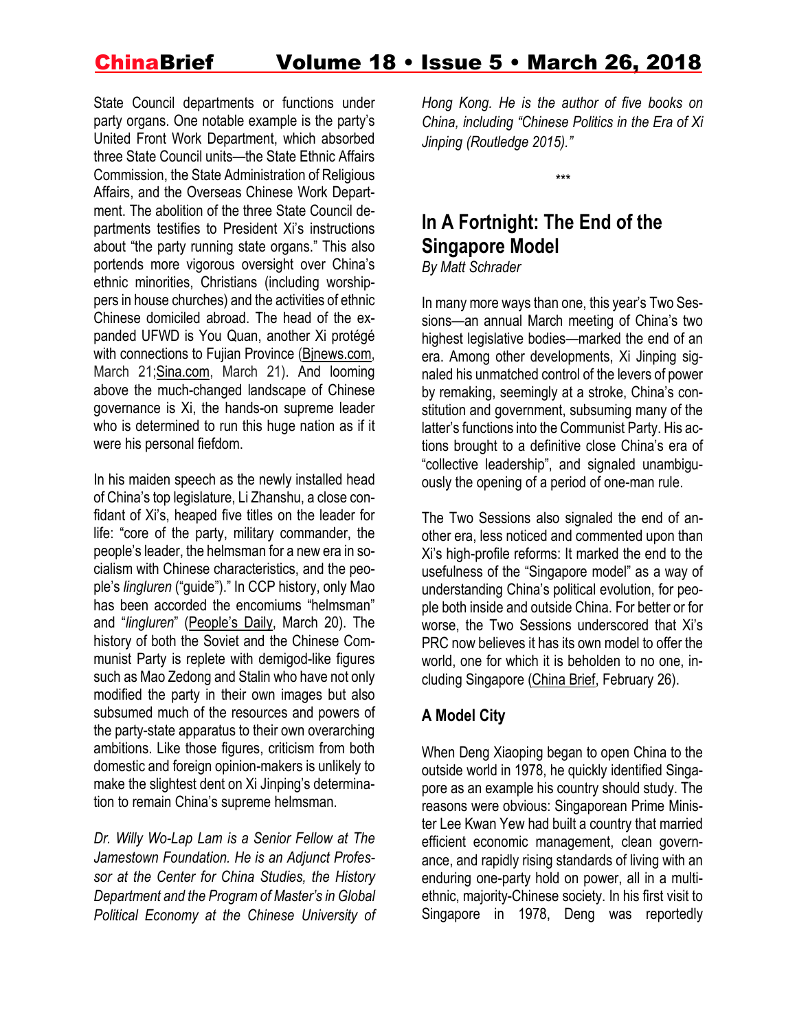State Council departments or functions under party organs. One notable example is the party's United Front Work Department, which absorbed three State Council units—the State Ethnic Affairs Commission, the State Administration of Religious Affairs, and the Overseas Chinese Work Department. The abolition of the three State Council departments testifies to President Xi's instructions about "the party running state organs." This also portends more vigorous oversight over China's ethnic minorities, Christians (including worshippers in house churches) and the activities of ethnic Chinese domiciled abroad. The head of the expanded UFWD is You Quan, another Xi protégé with connections to Fujian Province (Bjnews.com, March 21;Sina.com, March 21). And looming above the much-changed landscape of Chinese governance is Xi, the hands-on supreme leader who is determined to run this huge nation as if it were his personal fiefdom.

In his maiden speech as the newly installed head of China's top legislature, Li Zhanshu, a close confidant of Xi's, heaped five titles on the leader for life: "core of the party, military commander, the people's leader, the helmsman for a new era in socialism with Chinese characteristics, and the people's *lingluren* ("guide")." In CCP history, only Mao has been accorded the encomiums "helmsman" and "*lingluren*" (People's Daily, March 20). The history of both the Soviet and the Chinese Communist Party is replete with demigod-like figures such as Mao Zedong and Stalin who have not only modified the party in their own images but also subsumed much of the resources and powers of the party-state apparatus to their own overarching ambitions. Like those figures, criticism from both domestic and foreign opinion-makers is unlikely to make the slightest dent on Xi Jinping's determination to remain China's supreme helmsman.

*Dr. Willy Wo-Lap Lam is a Senior Fellow at The Jamestown Foundation. He is an Adjunct Professor at the Center for China Studies, the History Department and the Program of Master's in Global Political Economy at the Chinese University of Hong Kong. He is the author of five books on China, including "Chinese Politics in the Era of Xi Jinping (Routledge 2015)."*

\*\*\*

## In A Fortnight: The End of the Singapore Model

*By Matt Schrader*

In many more ways than one, this year's Two Sessions—an annual March meeting of China's two highest legislative bodies—marked the end of an era. Among other developments, Xi Jinping signaled his unmatched control of the levers of power by remaking, seemingly at a stroke, China's constitution and government, subsuming many of the latter's functions into the Communist Party. His actions brought to a definitive close China's era of "collective leadership", and signaled unambiguously the opening of a period of one-man rule.

The Two Sessions also signaled the end of another era, less noticed and commented upon than Xi's high-profile reforms: It marked the end to the usefulness of the "Singapore model" as a way of understanding China's political evolution, for people both inside and outside China. For better or for worse, the Two Sessions underscored that Xi's PRC now believes it has its own model to offer the world, one for which it is beholden to no one, including Singapore (China Brief, February 26).

### A Model City

When Deng Xiaoping began to open China to the outside world in 1978, he quickly identified Singapore as an example his country should study. The reasons were obvious: Singaporean Prime Minister Lee Kwan Yew had built a country that married efficient economic management, clean governance, and rapidly rising standards of living with an enduring one-party hold on power, all in a multiethnic, majority-Chinese society. In his first visit to Singapore in 1978, Deng was reportedly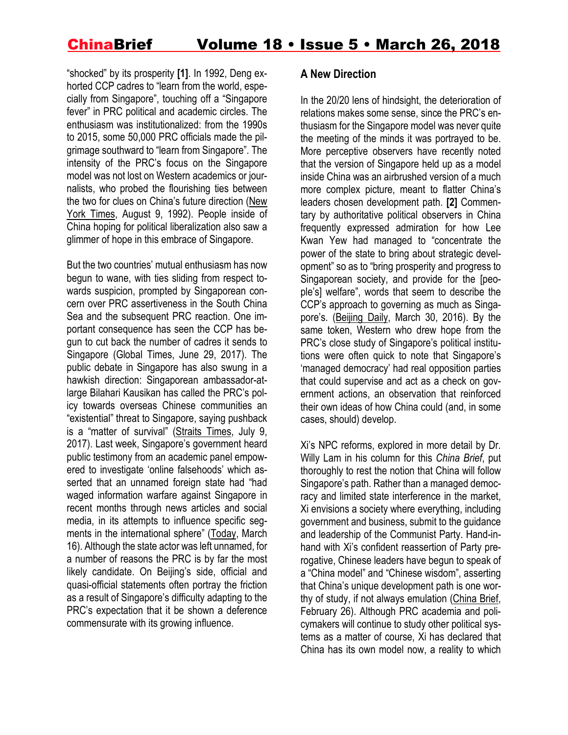"shocked" by its prosperity **[1]**. In 1992, Deng exhorted CCP cadres to "learn from the world, especially from Singapore", touching off a "Singapore fever" in PRC political and academic circles. The enthusiasm was institutionalized: from the 1990s to 2015, some 50,000 PRC officials made the pilgrimage southward to "learn from Singapore". The intensity of the PRC's focus on the Singapore model was not lost on Western academics or journalists, who probed the flourishing ties between the two for clues on China's future direction (New York Times, August 9, 1992). People inside of China hoping for political liberalization also saw a glimmer of hope in this embrace of Singapore.

But the two countries' mutual enthusiasm has now begun to wane, with ties sliding from respect towards suspicion, prompted by Singaporean concern over PRC assertiveness in the South China Sea and the subsequent PRC reaction. One important consequence has seen the CCP has begun to cut back the number of cadres it sends to Singapore (Global Times, June 29, 2017). The public debate in Singapore has also swung in a hawkish direction: Singaporean ambassador-at-large Bilahari Kausikan has called the PRC's policy towards overseas Chinese communities an "existential" threat to Singapore, saying pushback is a "matter of survival" (Straits Times, July 9, 2017). Last week, Singapore's government heard public testimony from an academic panel empowered to investigate 'online falsehoods' which asserted that an unnamed foreign state had "had waged information warfare against Singapore in recent months through news articles and social media, in its attempts to influence specific segments in the international sphere" (Today, March 16). Although the state actor was left unnamed, for a number of reasons the PRC is by far the most likely candidate. On Beijing's side, official and quasi-official statements often portray the friction as a result of Singapore's difficulty adapting to the PRC's expectation that it be shown a deference commensurate with its growing influence.

### A New Direction

In the 20/20 lens of hindsight, the deterioration of relations makes some sense, since the PRC's enthusiasm for the Singapore model was never quite the meeting of the minds it was portrayed to be. More perceptive observers have recently noted that the version of Singapore held up as a model inside China was an airbrushed version of a much more complex picture, meant to flatter China's leaders chosen development path. **[2]** Commentary by authoritative political observers in China frequently expressed admiration for how Lee Kwan Yew had managed to "concentrate the power of the state to bring about strategic development" so as to "bring prosperity and progress to Singaporean society, and provide for the [people's] welfare", words that seem to describe the CCP's approach to governing as much as Singapore's. (Beijing Daily, March 30, 2016). By the same token, Western who drew hope from the PRC's close study of Singapore's political institutions were often quick to note that Singapore's 'managed democracy' had real opposition parties that could supervise and act as a check on government actions, an observation that reinforced their own ideas of how China could (and, in some cases, should) develop.

Xi's NPC reforms, explored in more detail by Dr. Willy Lam in his column for this *China Brief*, put thoroughly to rest the notion that China will follow Singapore's path. Rather than a managed democracy and limited state interference in the market, Xi envisions a society where everything, including government and business, submit to the guidance and leadership of the Communist Party. Hand-in-hand with Xi's confident reassertion of Party prerogative, Chinese leaders have begun to speak of a "China model" and "Chinese wisdom", asserting that China's unique development path is one worthy of study, if not always emulation (China Brief, February 26). Although PRC academia and policymakers will continue to study other political systems as a matter of course, Xi has declared that China has its own model now, a reality to which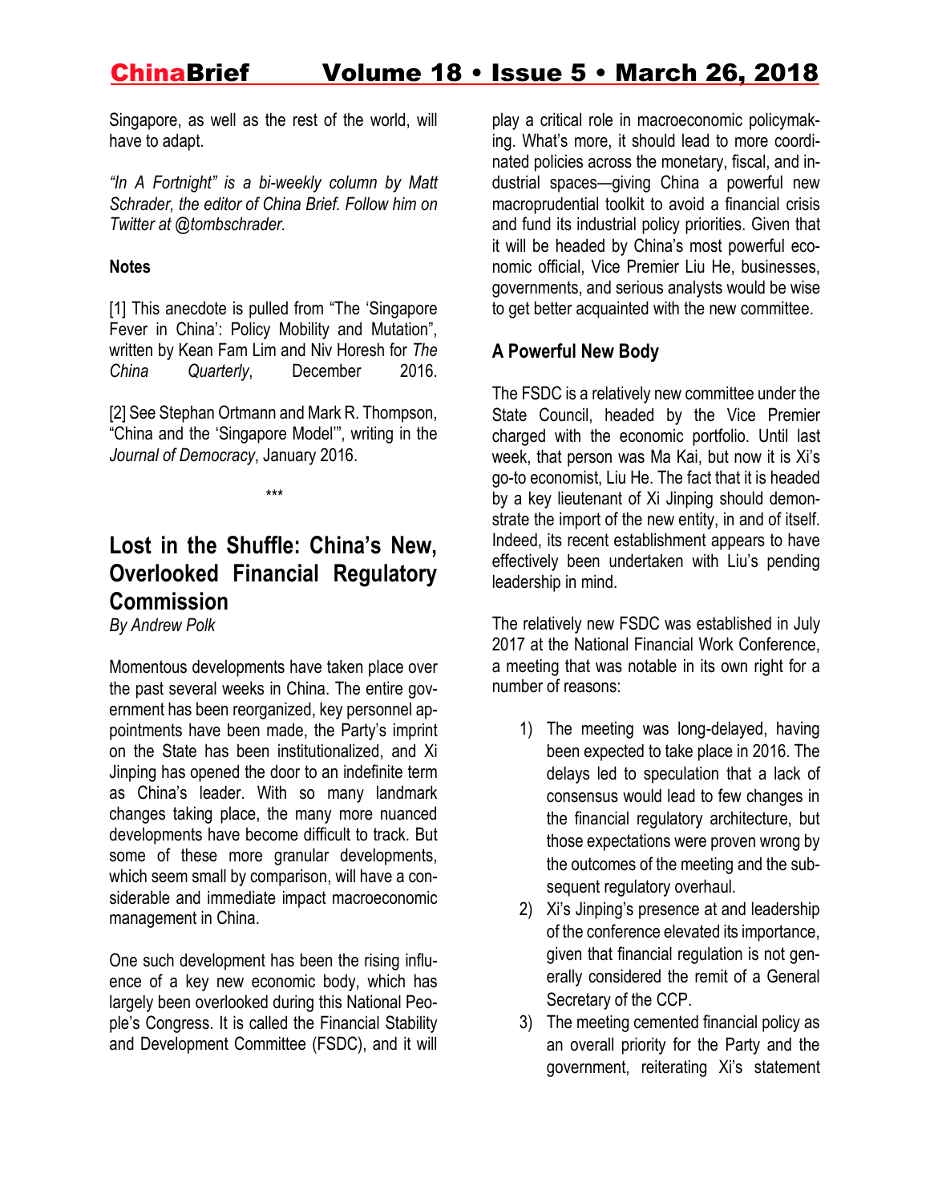Singapore, as well as the rest of the world, will have to adapt.

*"In A Fortnight" is a bi-weekly column by Matt Schrader, the editor of China Brief. Follow him on Twitter at @tombschrader.*

**Notes**

[1] This anecdote is pulled from "The 'Singapore Fever in China': Policy Mobility and Mutation", written by Kean Fam Lim and Niv Horesh for *The China Quarterly*, December 2016.

[2] See Stephan Ortmann and Mark R. Thompson, "China and the 'Singapore Model'", writing in the *Journal of Democracy*, January 2016.

***

## Lost in the Shuffle: China's New, Overlooked Financial Regulatory Commission

*By Andrew Polk*

Momentous developments have taken place over the past several weeks in China. The entire government has been reorganized, key personnel appointments have been made, the Party's imprint on the State has been institutionalized, and Xi Jinping has opened the door to an indefinite term as China's leader. With so many landmark changes taking place, the many more nuanced developments have become difficult to track. But some of these more granular developments, which seem small by comparison, will have a considerable and immediate impact macroeconomic management in China.

One such development has been the rising influence of a key new economic body, which has largely been overlooked during this National People's Congress. It is called the Financial Stability and Development Committee (FSDC), and it will play a critical role in macroeconomic policymaking. What's more, it should lead to more coordinated policies across the monetary, fiscal, and industrial spaces—giving China a powerful new macroprudential toolkit to avoid a financial crisis and fund its industrial policy priorities. Given that it will be headed by China's most powerful economic official, Vice Premier Liu He, businesses, governments, and serious analysts would be wise to get better acquainted with the new committee.

### A Powerful New Body

The FSDC is a relatively new committee under the State Council, headed by the Vice Premier charged with the economic portfolio. Until last week, that person was Ma Kai, but now it is Xi's go-to economist, Liu He. The fact that it is headed by a key lieutenant of Xi Jinping should demonstrate the import of the new entity, in and of itself. Indeed, its recent establishment appears to have effectively been undertaken with Liu's pending leadership in mind.

The relatively new FSDC was established in July 2017 at the National Financial Work Conference, a meeting that was notable in its own right for a number of reasons:

1) The meeting was long-delayed, having been expected to take place in 2016. The delays led to speculation that a lack of consensus would lead to few changes in the financial regulatory architecture, but those expectations were proven wrong by the outcomes of the meeting and the subsequent regulatory overhaul.
2) Xi's Jinping's presence at and leadership of the conference elevated its importance, given that financial regulation is not generally considered the remit of a General Secretary of the CCP.
3) The meeting cemented financial policy as an overall priority for the Party and the government, reiterating Xi's statement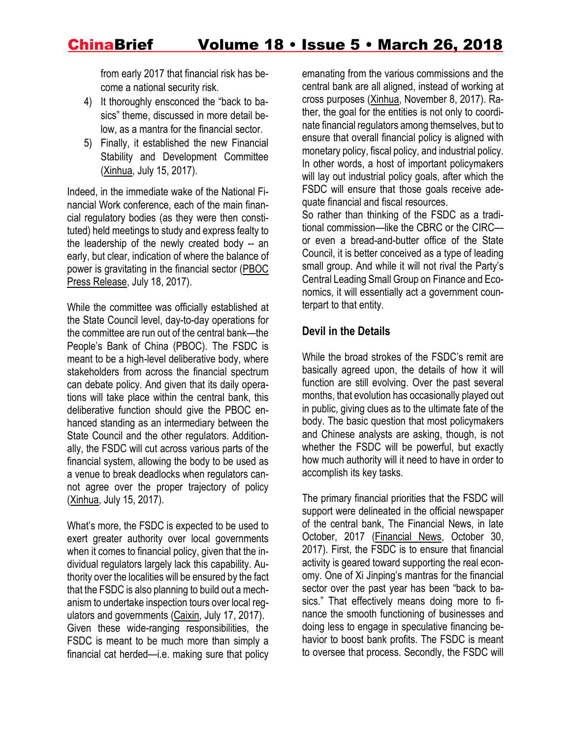from early 2017 that financial risk has become a national security risk.

4) It thoroughly ensconced the "back to basics" theme, discussed in more detail below, as a mantra for the financial sector.
5) Finally, it established the new Financial Stability and Development Committee (Xinhua, July 15, 2017).

Indeed, in the immediate wake of the National Financial Work conference, each of the main financial regulatory bodies (as they were then constituted) held meetings to study and express fealty to the leadership of the newly created body -- an early, but clear, indication of where the balance of power is gravitating in the financial sector (PBOC Press Release, July 18, 2017).

While the committee was officially established at the State Council level, day-to-day operations for the committee are run out of the central bank—the People's Bank of China (PBOC). The FSDC is meant to be a high-level deliberative body, where stakeholders from across the financial spectrum can debate policy. And given that its daily operations will take place within the central bank, this deliberative function should give the PBOC enhanced standing as an intermediary between the State Council and the other regulators. Additionally, the FSDC will cut across various parts of the financial system, allowing the body to be used as a venue to break deadlocks when regulators cannot agree over the proper trajectory of policy (Xinhua, July 15, 2017).

What's more, the FSDC is expected to be used to exert greater authority over local governments when it comes to financial policy, given that the individual regulators largely lack this capability. Authority over the localities will be ensured by the fact that the FSDC is also planning to build out a mechanism to undertake inspection tours over local regulators and governments (Caixin, July 17, 2017). Given these wide-ranging responsibilities, the FSDC is meant to be much more than simply a financial cat herded—i.e. making sure that policy emanating from the various commissions and the central bank are all aligned, instead of working at cross purposes (Xinhua, November 8, 2017). Rather, the goal for the entities is not only to coordinate financial regulators among themselves, but to ensure that overall financial policy is aligned with monetary policy, fiscal policy, and industrial policy. In other words, a host of important policymakers will lay out industrial policy goals, after which the FSDC will ensure that those goals receive adequate financial and fiscal resources.

So rather than thinking of the FSDC as a traditional commission—like the CBRC or the CIRC—or even a bread-and-butter office of the State Council, it is better conceived as a type of leading small group. And while it will not rival the Party's Central Leading Small Group on Finance and Economics, it will essentially act a government counterpart to that entity.

## Devil in the Details

While the broad strokes of the FSDC's remit are basically agreed upon, the details of how it will function are still evolving. Over the past several months, that evolution has occasionally played out in public, giving clues as to the ultimate fate of the body. The basic question that most policymakers and Chinese analysts are asking, though, is not whether the FSDC will be powerful, but exactly how much authority will it need to have in order to accomplish its key tasks.

The primary financial priorities that the FSDC will support were delineated in the official newspaper of the central bank, The Financial News, in late October, 2017 (Financial News, October 30, 2017). First, the FSDC is to ensure that financial activity is geared toward supporting the real economy. One of Xi Jinping's mantras for the financial sector over the past year has been "back to basics." That effectively means doing more to finance the smooth functioning of businesses and doing less to engage in speculative financing behavior to boost bank profits. The FSDC is meant to oversee that process. Secondly, the FSDC will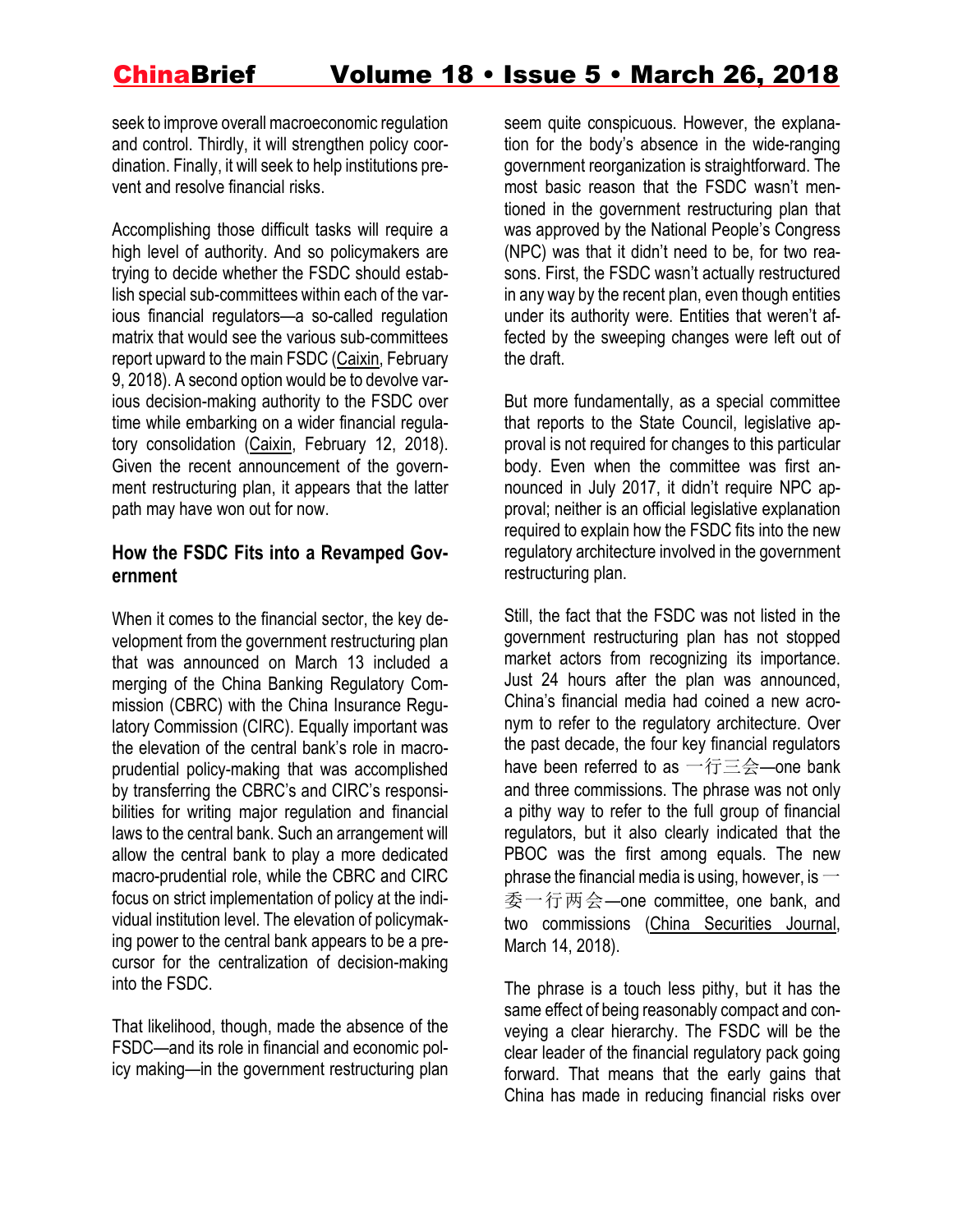seek to improve overall macroeconomic regulation and control. Thirdly, it will strengthen policy coordination. Finally, it will seek to help institutions prevent and resolve financial risks.

Accomplishing those difficult tasks will require a high level of authority. And so policymakers are trying to decide whether the FSDC should establish special sub-committees within each of the various financial regulators—a so-called regulation matrix that would see the various sub-committees report upward to the main FSDC (Caixin, February 9, 2018). A second option would be to devolve various decision-making authority to the FSDC over time while embarking on a wider financial regulatory consolidation (Caixin, February 12, 2018). Given the recent announcement of the government restructuring plan, it appears that the latter path may have won out for now.

### How the FSDC Fits into a Revamped Government

When it comes to the financial sector, the key development from the government restructuring plan that was announced on March 13 included a merging of the China Banking Regulatory Commission (CBRC) with the China Insurance Regulatory Commission (CIRC). Equally important was the elevation of the central bank's role in macro-prudential policy-making that was accomplished by transferring the CBRC's and CIRC's responsibilities for writing major regulation and financial laws to the central bank. Such an arrangement will allow the central bank to play a more dedicated macro-prudential role, while the CBRC and CIRC focus on strict implementation of policy at the individual institution level. The elevation of policymaking power to the central bank appears to be a precursor for the centralization of decision-making into the FSDC.

That likelihood, though, made the absence of the FSDC—and its role in financial and economic policy making—in the government restructuring plan seem quite conspicuous. However, the explanation for the body's absence in the wide-ranging government reorganization is straightforward. The most basic reason that the FSDC wasn't mentioned in the government restructuring plan that was approved by the National People's Congress (NPC) was that it didn't need to be, for two reasons. First, the FSDC wasn't actually restructured in any way by the recent plan, even though entities under its authority were. Entities that weren't affected by the sweeping changes were left out of the draft.

But more fundamentally, as a special committee that reports to the State Council, legislative approval is not required for changes to this particular body. Even when the committee was first announced in July 2017, it didn't require NPC approval; neither is an official legislative explanation required to explain how the FSDC fits into the new regulatory architecture involved in the government restructuring plan.

Still, the fact that the FSDC was not listed in the government restructuring plan has not stopped market actors from recognizing its importance. Just 24 hours after the plan was announced, China's financial media had coined a new acronym to refer to the regulatory architecture. Over the past decade, the four key financial regulators have been referred to as 一行三会—one bank and three commissions. The phrase was not only a pithy way to refer to the full group of financial regulators, but it also clearly indicated that the PBOC was the first among equals. The new phrase the financial media is using, however, is 一委一行两会—one committee, one bank, and two commissions (China Securities Journal, March 14, 2018).

The phrase is a touch less pithy, but it has the same effect of being reasonably compact and conveying a clear hierarchy. The FSDC will be the clear leader of the financial regulatory pack going forward. That means that the early gains that China has made in reducing financial risks over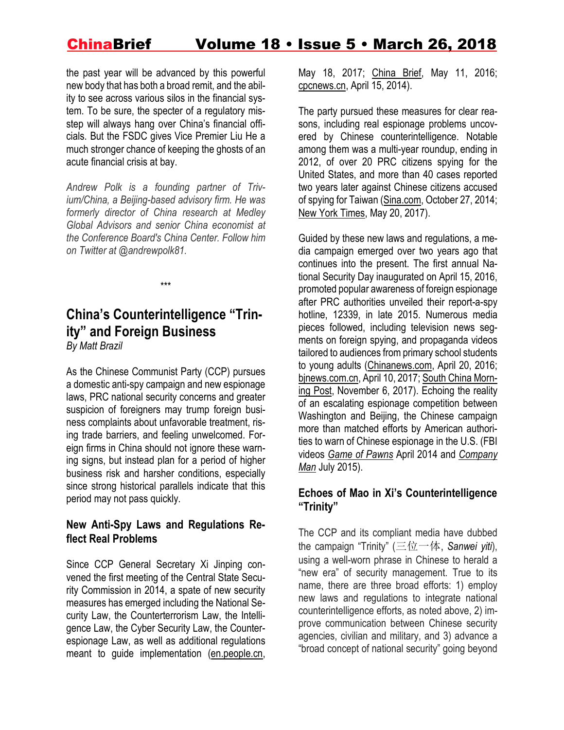the past year will be advanced by this powerful new body that has both a broad remit, and the ability to see across various silos in the financial system. To be sure, the specter of a regulatory misstep will always hang over China's financial officials. But the FSDC gives Vice Premier Liu He a much stronger chance of keeping the ghosts of an acute financial crisis at bay.

*Andrew Polk is a founding partner of Trivium/China, a Beijing-based advisory firm. He was formerly director of China research at Medley Global Advisors and senior China economist at the Conference Board's China Center. Follow him on Twitter at @andrewpolk81.*

***

## China's Counterintelligence "Trinity" and Foreign Business

*By Matt Brazil*

As the Chinese Communist Party (CCP) pursues a domestic anti-spy campaign and new espionage laws, PRC national security concerns and greater suspicion of foreigners may trump foreign business complaints about unfavorable treatment, rising trade barriers, and feeling unwelcomed. Foreign firms in China should not ignore these warning signs, but instead plan for a period of higher business risk and harsher conditions, especially since strong historical parallels indicate that this period may not pass quickly.

### New Anti-Spy Laws and Regulations Reflect Real Problems

Since CCP General Secretary Xi Jinping convened the first meeting of the Central State Security Commission in 2014, a spate of new security measures has emerged including the National Security Law, the Counterterrorism Law, the Intelligence Law, the Cyber Security Law, the Counterespionage Law, as well as additional regulations meant to guide implementation (en.people.cn, May 18, 2017; China Brief, May 11, 2016; cpcnews.cn, April 15, 2014).

The party pursued these measures for clear reasons, including real espionage problems uncovered by Chinese counterintelligence. Notable among them was a multi-year roundup, ending in 2012, of over 20 PRC citizens spying for the United States, and more than 40 cases reported two years later against Chinese citizens accused of spying for Taiwan (Sina.com, October 27, 2014; New York Times, May 20, 2017).

Guided by these new laws and regulations, a media campaign emerged over two years ago that continues into the present. The first annual National Security Day inaugurated on April 15, 2016, promoted popular awareness of foreign espionage after PRC authorities unveiled their report-a-spy hotline, 12339, in late 2015. Numerous media pieces followed, including television news segments on foreign spying, and propaganda videos tailored to audiences from primary school students to young adults (Chinanews.com, April 20, 2016; bjnews.com.cn, April 10, 2017; South China Morning Post, November 6, 2017). Echoing the reality of an escalating espionage competition between Washington and Beijing, the Chinese campaign more than matched efforts by American authorities to warn of Chinese espionage in the U.S. (FBI videos *Game of Pawns* April 2014 and *Company Man* July 2015).

### Echoes of Mao in Xi's Counterintelligence "Trinity"

The CCP and its compliant media have dubbed the campaign "Trinity" (三位一体, *Sanwei yiti*), using a well-worn phrase in Chinese to herald a "new era" of security management. True to its name, there are three broad efforts: 1) employ new laws and regulations to integrate national counterintelligence efforts, as noted above, 2) improve communication between Chinese security agencies, civilian and military, and 3) advance a "broad concept of national security" going beyond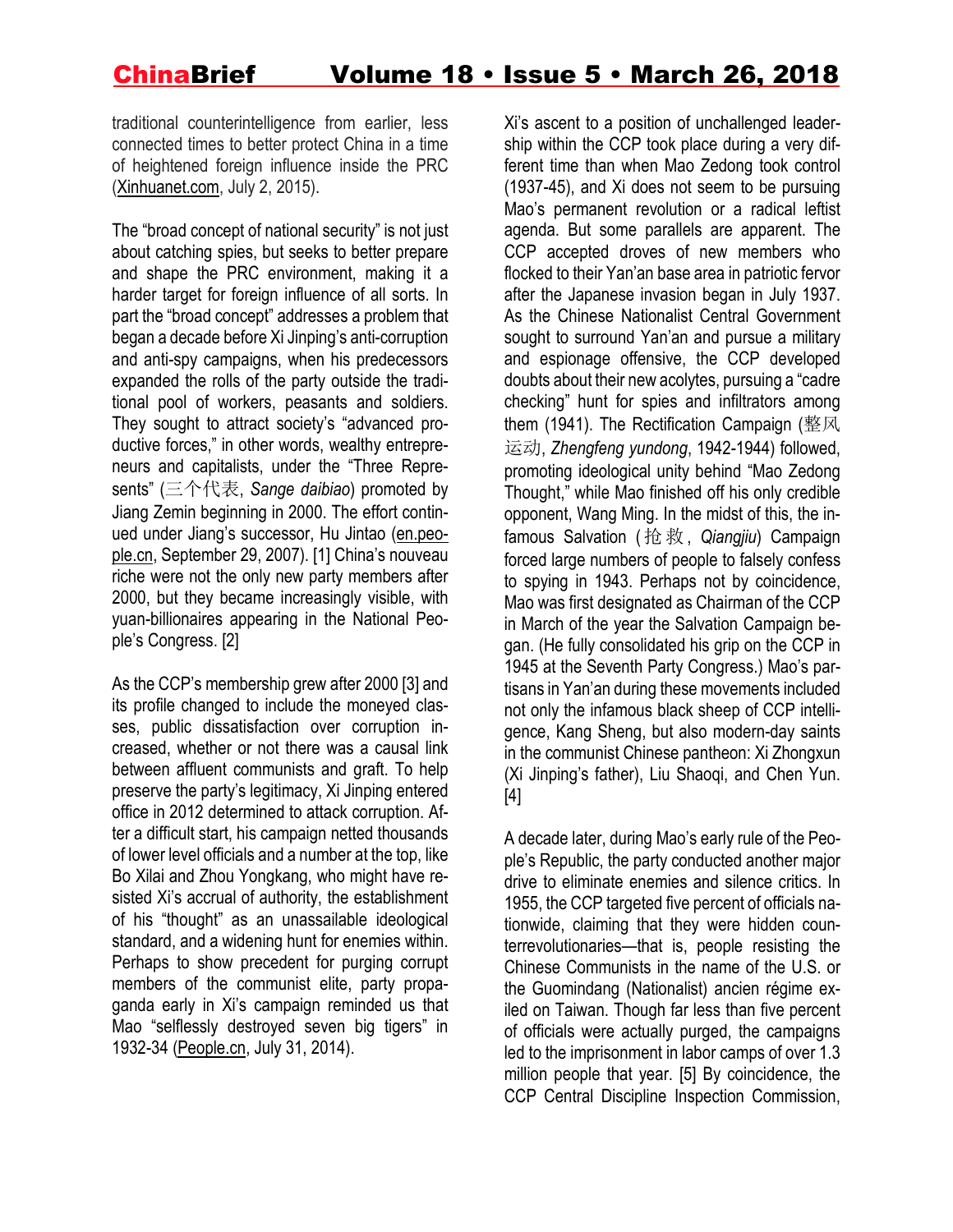traditional counterintelligence from earlier, less connected times to better protect China in a time of heightened foreign influence inside the PRC (Xinhuanet.com, July 2, 2015).

The "broad concept of national security" is not just about catching spies, but seeks to better prepare and shape the PRC environment, making it a harder target for foreign influence of all sorts. In part the "broad concept" addresses a problem that began a decade before Xi Jinping's anti-corruption and anti-spy campaigns, when his predecessors expanded the rolls of the party outside the traditional pool of workers, peasants and soldiers. They sought to attract society's "advanced productive forces," in other words, wealthy entrepreneurs and capitalists, under the "Three Represents" (三个代表, *Sange daibiao*) promoted by Jiang Zemin beginning in 2000. The effort continued under Jiang's successor, Hu Jintao (en.people.cn, September 29, 2007). [1] China's nouveau riche were not the only new party members after 2000, but they became increasingly visible, with yuan-billionaires appearing in the National People's Congress. [2]

As the CCP's membership grew after 2000 [3] and its profile changed to include the moneyed classes, public dissatisfaction over corruption increased, whether or not there was a causal link between affluent communists and graft. To help preserve the party's legitimacy, Xi Jinping entered office in 2012 determined to attack corruption. After a difficult start, his campaign netted thousands of lower level officials and a number at the top, like Bo Xilai and Zhou Yongkang, who might have resisted Xi's accrual of authority, the establishment of his "thought" as an unassailable ideological standard, and a widening hunt for enemies within. Perhaps to show precedent for purging corrupt members of the communist elite, party propaganda early in Xi's campaign reminded us that Mao "selflessly destroyed seven big tigers" in 1932-34 (People.cn, July 31, 2014).

Xi's ascent to a position of unchallenged leadership within the CCP took place during a very different time than when Mao Zedong took control (1937-45), and Xi does not seem to be pursuing Mao's permanent revolution or a radical leftist agenda. But some parallels are apparent. The CCP accepted droves of new members who flocked to their Yan'an base area in patriotic fervor after the Japanese invasion began in July 1937. As the Chinese Nationalist Central Government sought to surround Yan'an and pursue a military and espionage offensive, the CCP developed doubts about their new acolytes, pursuing a "cadre checking" hunt for spies and infiltrators among them (1941). The Rectification Campaign (整风运动, *Zhengfeng yundong*, 1942-1944) followed, promoting ideological unity behind "Mao Zedong Thought," while Mao finished off his only credible opponent, Wang Ming. In the midst of this, the infamous Salvation (抢救, *Qiangjiu*) Campaign forced large numbers of people to falsely confess to spying in 1943. Perhaps not by coincidence, Mao was first designated as Chairman of the CCP in March of the year the Salvation Campaign began. (He fully consolidated his grip on the CCP in 1945 at the Seventh Party Congress.) Mao's partisans in Yan'an during these movements included not only the infamous black sheep of CCP intelligence, Kang Sheng, but also modern-day saints in the communist Chinese pantheon: Xi Zhongxun (Xi Jinping's father), Liu Shaoqi, and Chen Yun. [4]

A decade later, during Mao's early rule of the People's Republic, the party conducted another major drive to eliminate enemies and silence critics. In 1955, the CCP targeted five percent of officials nationwide, claiming that they were hidden counterrevolutionaries—that is, people resisting the Chinese Communists in the name of the U.S. or the Guomindang (Nationalist) ancien régime exiled on Taiwan. Though far less than five percent of officials were actually purged, the campaigns led to the imprisonment in labor camps of over 1.3 million people that year. [5] By coincidence, the CCP Central Discipline Inspection Commission,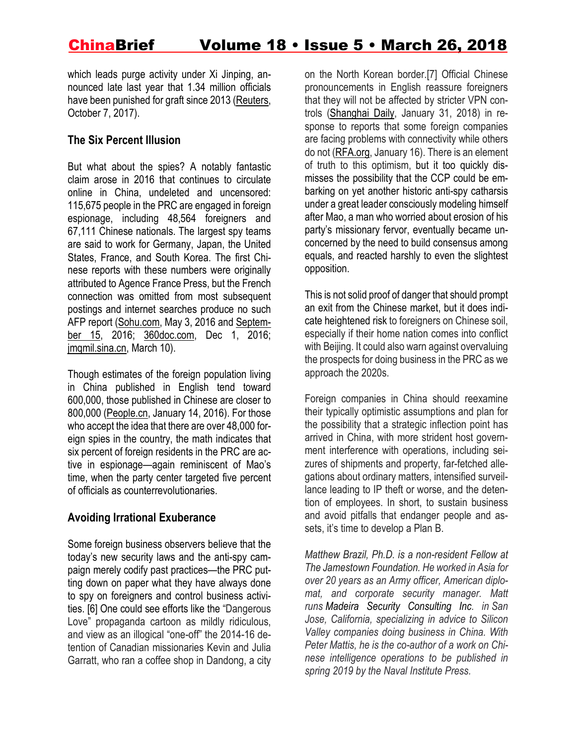which leads purge activity under Xi Jinping, announced late last year that 1.34 million officials have been punished for graft since 2013 (Reuters, October 7, 2017).

### The Six Percent Illusion

But what about the spies? A notably fantastic claim arose in 2016 that continues to circulate online in China, undeleted and uncensored: 115,675 people in the PRC are engaged in foreign espionage, including 48,564 foreigners and 67,111 Chinese nationals. The largest spy teams are said to work for Germany, Japan, the United States, France, and South Korea. The first Chinese reports with these numbers were originally attributed to Agence France Press, but the French connection was omitted from most subsequent postings and internet searches produce no such AFP report (Sohu.com, May 3, 2016 and September 15, 2016; 360doc.com, Dec 1, 2016; jmqmil.sina.cn, March 10).

Though estimates of the foreign population living in China published in English tend toward 600,000, those published in Chinese are closer to 800,000 (People.cn, January 14, 2016). For those who accept the idea that there are over 48,000 foreign spies in the country, the math indicates that six percent of foreign residents in the PRC are active in espionage—again reminiscent of Mao's time, when the party center targeted five percent of officials as counterrevolutionaries.

### Avoiding Irrational Exuberance

Some foreign business observers believe that the today's new security laws and the anti-spy campaign merely codify past practices—the PRC putting down on paper what they have always done to spy on foreigners and control business activities. [6] One could see efforts like the "Dangerous Love" propaganda cartoon as mildly ridiculous, and view as an illogical "one-off" the 2014-16 detention of Canadian missionaries Kevin and Julia Garratt, who ran a coffee shop in Dandong, a city on the North Korean border.[7] Official Chinese pronouncements in English reassure foreigners that they will not be affected by stricter VPN controls (Shanghai Daily, January 31, 2018) in response to reports that some foreign companies are facing problems with connectivity while others do not (RFA.org, January 16). There is an element of truth to this optimism, but it too quickly dismisses the possibility that the CCP could be embarking on yet another historic anti-spy catharsis under a great leader consciously modeling himself after Mao, a man who worried about erosion of his party's missionary fervor, eventually became unconcerned by the need to build consensus among equals, and reacted harshly to even the slightest opposition.

This is not solid proof of danger that should prompt an exit from the Chinese market, but it does indicate heightened risk to foreigners on Chinese soil, especially if their home nation comes into conflict with Beijing. It could also warn against overvaluing the prospects for doing business in the PRC as we approach the 2020s.

Foreign companies in China should reexamine their typically optimistic assumptions and plan for the possibility that a strategic inflection point has arrived in China, with more strident host government interference with operations, including seizures of shipments and property, far-fetched allegations about ordinary matters, intensified surveillance leading to IP theft or worse, and the detention of employees. In short, to sustain business and avoid pitfalls that endanger people and assets, it's time to develop a Plan B.

*Matthew Brazil, Ph.D. is a non-resident Fellow at The Jamestown Foundation. He worked in Asia for over 20 years as an Army officer, American diplomat, and corporate security manager. Matt runs Madeira Security Consulting Inc. in San Jose, California, specializing in advice to Silicon Valley companies doing business in China. With Peter Mattis, he is the co-author of a work on Chinese intelligence operations to be published in spring 2019 by the Naval Institute Press.*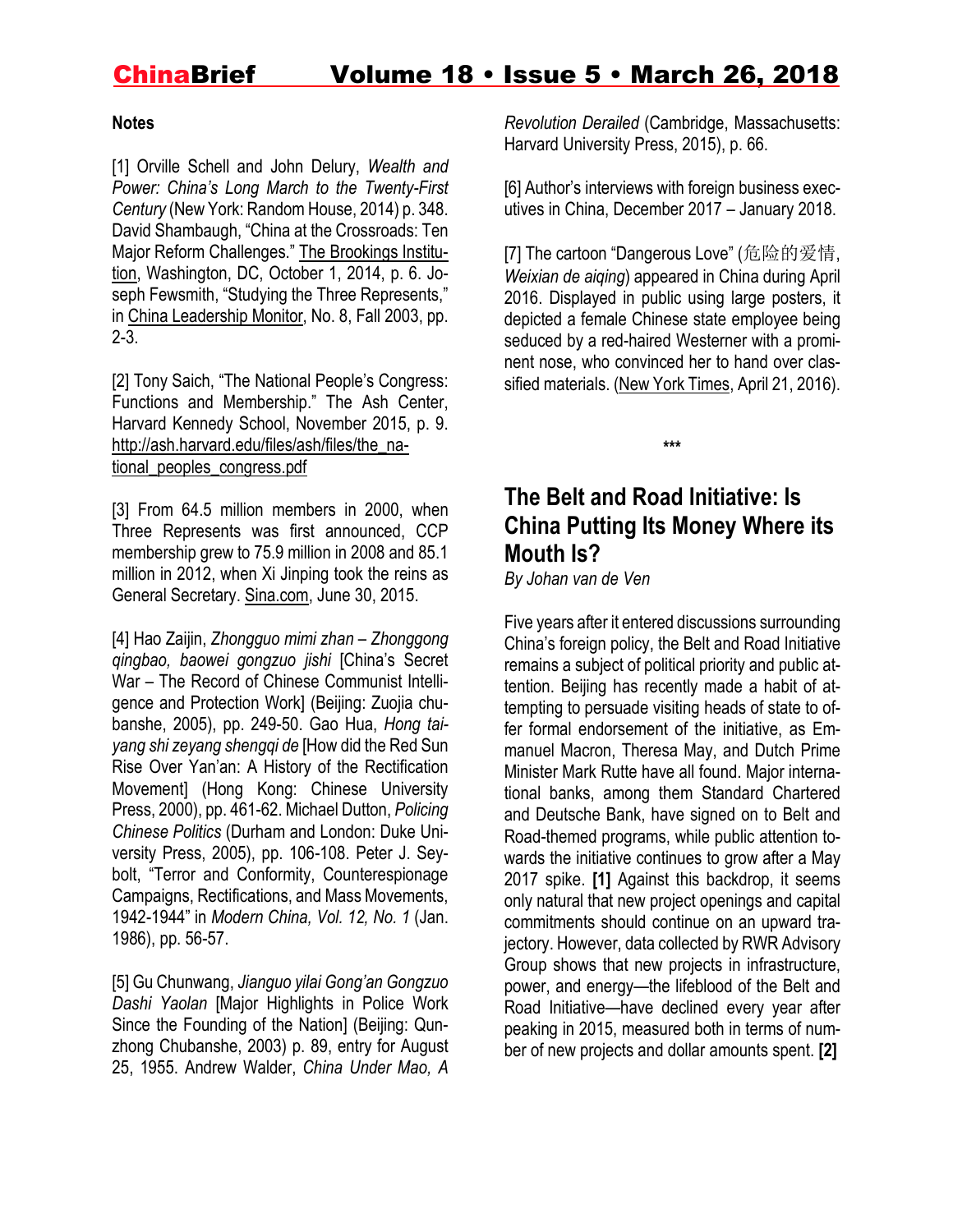**Notes**

[1] Orville Schell and John Delury, *Wealth and Power: China's Long March to the Twenty-First Century* (New York: Random House, 2014) p. 348. David Shambaugh, "China at the Crossroads: Ten Major Reform Challenges." The Brookings Institution, Washington, DC, October 1, 2014, p. 6. Joseph Fewsmith, "Studying the Three Represents," in China Leadership Monitor, No. 8, Fall 2003, pp. 2-3.

[2] Tony Saich, "The National People's Congress: Functions and Membership." The Ash Center, Harvard Kennedy School, November 2015, p. 9. http://ash.harvard.edu/files/ash/files/the_national_peoples_congress.pdf

[3] From 64.5 million members in 2000, when Three Represents was first announced, CCP membership grew to 75.9 million in 2008 and 85.1 million in 2012, when Xi Jinping took the reins as General Secretary. Sina.com, June 30, 2015.

[4] Hao Zaijin, *Zhongguo mimi zhan – Zhonggong qingbao, baowei gongzuo jishi* [China's Secret War – The Record of Chinese Communist Intelligence and Protection Work] (Beijing: Zuojia chubanshe, 2005), pp. 249-50. Gao Hua, *Hong taiyang shi zeyang shengqi de* [How did the Red Sun Rise Over Yan'an: A History of the Rectification Movement] (Hong Kong: Chinese University Press, 2000), pp. 461-62. Michael Dutton, *Policing Chinese Politics* (Durham and London: Duke University Press, 2005), pp. 106-108. Peter J. Seybolt, "Terror and Conformity, Counterespionage Campaigns, Rectifications, and Mass Movements, 1942-1944" in *Modern China, Vol. 12, No. 1* (Jan. 1986), pp. 56-57.

[5] Gu Chunwang, *Jianguo yilai Gong'an Gongzuo Dashi Yaolan* [Major Highlights in Police Work Since the Founding of the Nation] (Beijing: Qunzhong Chubanshe, 2003) p. 89, entry for August 25, 1955. Andrew Walder, *China Under Mao, A Revolution Derailed* (Cambridge, Massachusetts: Harvard University Press, 2015), p. 66.

[6] Author's interviews with foreign business executives in China, December 2017 – January 2018.

[7] The cartoon "Dangerous Love" (危险的爱情, *Weixian de aiqing*) appeared in China during April 2016. Displayed in public using large posters, it depicted a female Chinese state employee being seduced by a red-haired Westerner with a prominent nose, who convinced her to hand over classified materials. (New York Times, April 21, 2016).

\*\*\*

## The Belt and Road Initiative: Is China Putting Its Money Where its Mouth Is?

*By Johan van de Ven*

Five years after it entered discussions surrounding China's foreign policy, the Belt and Road Initiative remains a subject of political priority and public attention. Beijing has recently made a habit of attempting to persuade visiting heads of state to offer formal endorsement of the initiative, as Emmanuel Macron, Theresa May, and Dutch Prime Minister Mark Rutte have all found. Major international banks, among them Standard Chartered and Deutsche Bank, have signed on to Belt and Road-themed programs, while public attention towards the initiative continues to grow after a May 2017 spike. **[1]** Against this backdrop, it seems only natural that new project openings and capital commitments should continue on an upward trajectory. However, data collected by RWR Advisory Group shows that new projects in infrastructure, power, and energy—the lifeblood of the Belt and Road Initiative—have declined every year after peaking in 2015, measured both in terms of number of new projects and dollar amounts spent. **[2]**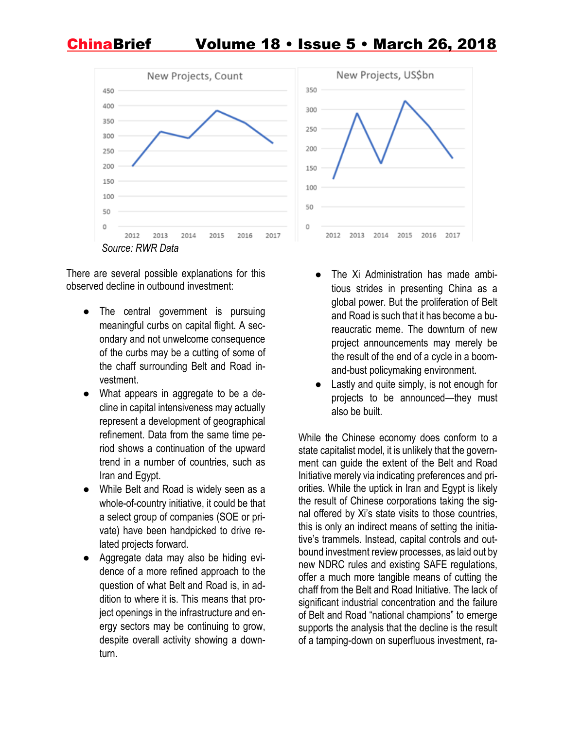New Projects, Count

New Projects, US$bn

*Source: RWR Data*

There are several possible explanations for this observed decline in outbound investment:

- The central government is pursuing meaningful curbs on capital flight. A secondary and not unwelcome consequence of the curbs may be a cutting of some of the chaff surrounding Belt and Road investment.
- What appears in aggregate to be a decline in capital intensiveness may actually represent a development of geographical refinement. Data from the same time period shows a continuation of the upward trend in a number of countries, such as Iran and Egypt.
- While Belt and Road is widely seen as a whole-of-country initiative, it could be that a select group of companies (SOE or private) have been handpicked to drive related projects forward.
- Aggregate data may also be hiding evidence of a more refined approach to the question of what Belt and Road is, in addition to where it is. This means that project openings in the infrastructure and energy sectors may be continuing to grow, despite overall activity showing a downturn.
- The Xi Administration has made ambitious strides in presenting China as a global power. But the proliferation of Belt and Road is such that it has become a bureaucratic meme. The downturn of new project announcements may merely be the result of the end of a cycle in a boom-and-bust policymaking environment.
- Lastly and quite simply, is not enough for projects to be announced—they must also be built.

While the Chinese economy does conform to a state capitalist model, it is unlikely that the government can guide the extent of the Belt and Road Initiative merely via indicating preferences and priorities. While the uptick in Iran and Egypt is likely the result of Chinese corporations taking the signal offered by Xi's state visits to those countries, this is only an indirect means of setting the initiative's trammels. Instead, capital controls and outbound investment review processes, as laid out by new NDRC rules and existing SAFE regulations, offer a much more tangible means of cutting the chaff from the Belt and Road Initiative. The lack of significant industrial concentration and the failure of Belt and Road "national champions" to emerge supports the analysis that the decline is the result of a tamping-down on superfluous investment, ra-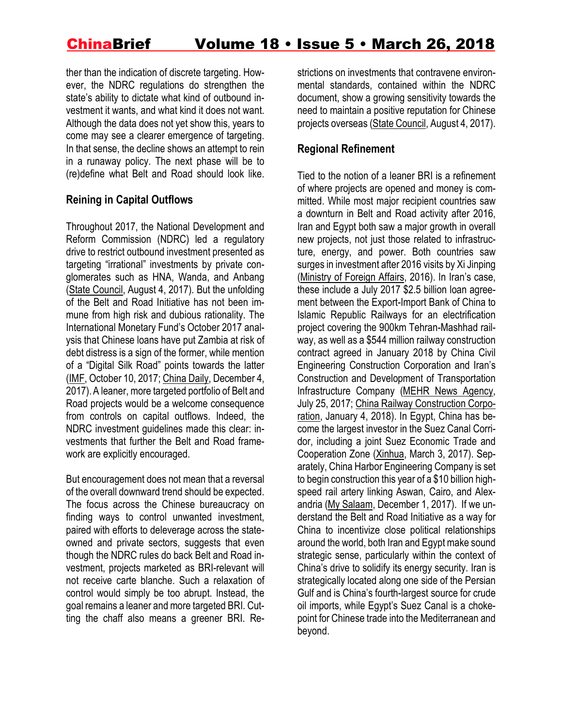ther than the indication of discrete targeting. However, the NDRC regulations do strengthen the state's ability to dictate what kind of outbound investment it wants, and what kind it does not want. Although the data does not yet show this, years to come may see a clearer emergence of targeting. In that sense, the decline shows an attempt to rein in a runaway policy. The next phase will be to (re)define what Belt and Road should look like.

## Reining in Capital Outflows

Throughout 2017, the National Development and Reform Commission (NDRC) led a regulatory drive to restrict outbound investment presented as targeting "irrational" investments by private conglomerates such as HNA, Wanda, and Anbang (State Council, August 4, 2017). But the unfolding of the Belt and Road Initiative has not been immune from high risk and dubious rationality. The International Monetary Fund's October 2017 analysis that Chinese loans have put Zambia at risk of debt distress is a sign of the former, while mention of a "Digital Silk Road" points towards the latter (IMF, October 10, 2017; China Daily, December 4, 2017). A leaner, more targeted portfolio of Belt and Road projects would be a welcome consequence from controls on capital outflows. Indeed, the NDRC investment guidelines made this clear: investments that further the Belt and Road framework are explicitly encouraged.

But encouragement does not mean that a reversal of the overall downward trend should be expected. The focus across the Chinese bureaucracy on finding ways to control unwanted investment, paired with efforts to deleverage across the state-owned and private sectors, suggests that even though the NDRC rules do back Belt and Road investment, projects marketed as BRI-relevant will not receive carte blanche. Such a relaxation of control would simply be too abrupt. Instead, the goal remains a leaner and more targeted BRI. Cutting the chaff also means a greener BRI. Restrictions on investments that contravene environmental standards, contained within the NDRC document, show a growing sensitivity towards the need to maintain a positive reputation for Chinese projects overseas (State Council, August 4, 2017).

## Regional Refinement

Tied to the notion of a leaner BRI is a refinement of where projects are opened and money is committed. While most major recipient countries saw a downturn in Belt and Road activity after 2016, Iran and Egypt both saw a major growth in overall new projects, not just those related to infrastructure, energy, and power. Both countries saw surges in investment after 2016 visits by Xi Jinping (Ministry of Foreign Affairs, 2016). In Iran's case, these include a July 2017 $2.5 billion loan agreement between the Export-Import Bank of China to Islamic Republic Railways for an electrification project covering the 900km Tehran-Mashhad railway, as well as a $544 million railway construction contract agreed in January 2018 by China Civil Engineering Construction Corporation and Iran's Construction and Development of Transportation Infrastructure Company (MEHR News Agency, July 25, 2017; China Railway Construction Corporation, January 4, 2018). In Egypt, China has become the largest investor in the Suez Canal Corridor, including a joint Suez Economic Trade and Cooperation Zone (Xinhua, March 3, 2017). Separately, China Harbor Engineering Company is set to begin construction this year of a $10 billion high-speed rail artery linking Aswan, Cairo, and Alexandria (My Salaam, December 1, 2017). If we understand the Belt and Road Initiative as a way for China to incentivize close political relationships around the world, both Iran and Egypt make sound strategic sense, particularly within the context of China's drive to solidify its energy security. Iran is strategically located along one side of the Persian Gulf and is China's fourth-largest source for crude oil imports, while Egypt's Suez Canal is a chokepoint for Chinese trade into the Mediterranean and beyond.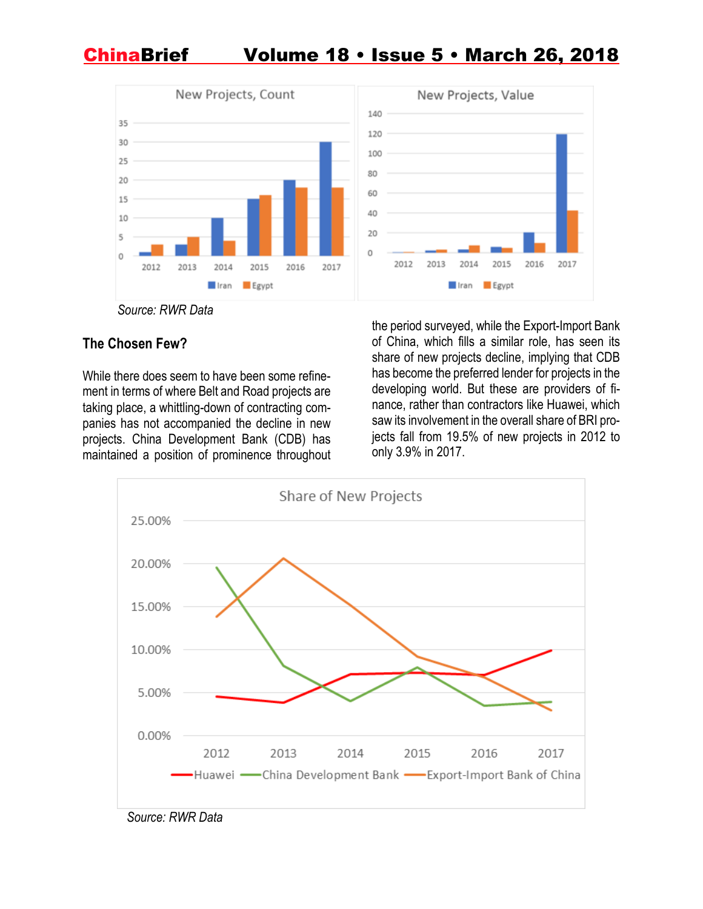Source: RWR Data

## The Chosen Few?

While there does seem to have been some refinement in terms of where Belt and Road projects are taking place, a whittling-down of contracting companies has not accompanied the decline in new projects. China Development Bank (CDB) has maintained a position of prominence throughout the period surveyed, while the Export-Import Bank of China, which fills a similar role, has seen its share of new projects decline, implying that CDB has become the preferred lender for projects in the developing world. But these are providers of finance, rather than contractors like Huawei, which saw its involvement in the overall share of BRI projects fall from 19.5% of new projects in 2012 to only 3.9% in 2017.

Source: RWR Data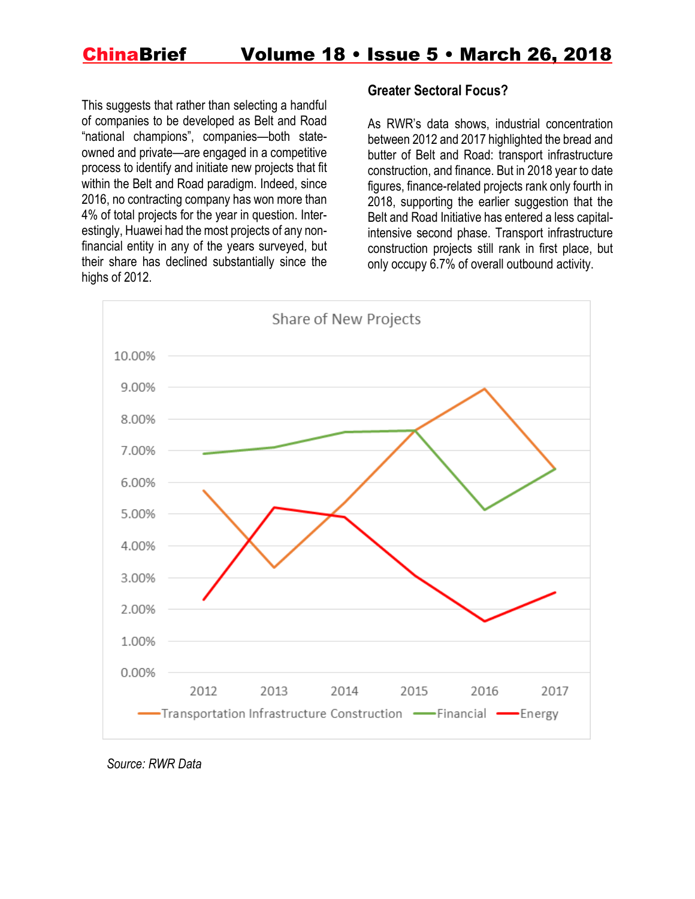This suggests that rather than selecting a handful of companies to be developed as Belt and Road "national champions", companies—both state-owned and private—are engaged in a competitive process to identify and initiate new projects that fit within the Belt and Road paradigm. Indeed, since 2016, no contracting company has won more than 4% of total projects for the year in question. Interestingly, Huawei had the most projects of any non-financial entity in any of the years surveyed, but their share has declined substantially since the highs of 2012.

### Greater Sectoral Focus?

As RWR's data shows, industrial concentration between 2012 and 2017 highlighted the bread and butter of Belt and Road: transport infrastructure construction, and finance. But in 2018 year to date figures, finance-related projects rank only fourth in 2018, supporting the earlier suggestion that the Belt and Road Initiative has entered a less capital-intensive second phase. Transport infrastructure construction projects still rank in first place, but only occupy 6.7% of overall outbound activity.

Share of New Projects

Source: RWR Data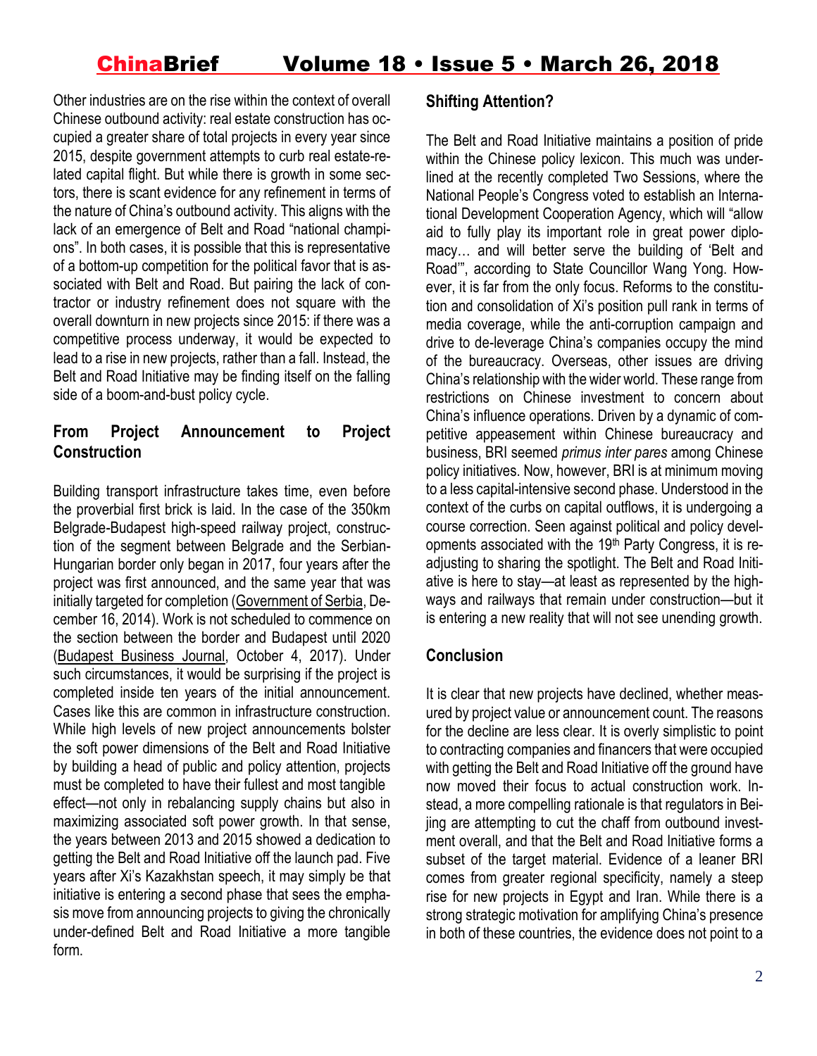Other industries are on the rise within the context of overall Chinese outbound activity: real estate construction has occupied a greater share of total projects in every year since 2015, despite government attempts to curb real estate-related capital flight. But while there is growth in some sectors, there is scant evidence for any refinement in terms of the nature of China's outbound activity. This aligns with the lack of an emergence of Belt and Road "national champions". In both cases, it is possible that this is representative of a bottom-up competition for the political favor that is associated with Belt and Road. But pairing the lack of contractor or industry refinement does not square with the overall downturn in new projects since 2015: if there was a competitive process underway, it would be expected to lead to a rise in new projects, rather than a fall. Instead, the Belt and Road Initiative may be finding itself on the falling side of a boom-and-bust policy cycle.

### From Project Announcement to Project Construction

Building transport infrastructure takes time, even before the proverbial first brick is laid. In the case of the 350km Belgrade-Budapest high-speed railway project, construction of the segment between Belgrade and the Serbian-Hungarian border only began in 2017, four years after the project was first announced, and the same year that was initially targeted for completion (Government of Serbia, December 16, 2014). Work is not scheduled to commence on the section between the border and Budapest until 2020 (Budapest Business Journal, October 4, 2017). Under such circumstances, it would be surprising if the project is completed inside ten years of the initial announcement. Cases like this are common in infrastructure construction. While high levels of new project announcements bolster the soft power dimensions of the Belt and Road Initiative by building a head of public and policy attention, projects must be completed to have their fullest and most tangible effect—not only in rebalancing supply chains but also in maximizing associated soft power growth. In that sense, the years between 2013 and 2015 showed a dedication to getting the Belt and Road Initiative off the launch pad. Five years after Xi's Kazakhstan speech, it may simply be that initiative is entering a second phase that sees the emphasis move from announcing projects to giving the chronically under-defined Belt and Road Initiative a more tangible form.

### Shifting Attention?

The Belt and Road Initiative maintains a position of pride within the Chinese policy lexicon. This much was underlined at the recently completed Two Sessions, where the National People's Congress voted to establish an International Development Cooperation Agency, which will "allow aid to fully play its important role in great power diplomacy… and will better serve the building of 'Belt and Road'", according to State Councillor Wang Yong. However, it is far from the only focus. Reforms to the constitution and consolidation of Xi's position pull rank in terms of media coverage, while the anti-corruption campaign and drive to de-leverage China's companies occupy the mind of the bureaucracy. Overseas, other issues are driving China's relationship with the wider world. These range from restrictions on Chinese investment to concern about China's influence operations. Driven by a dynamic of competitive appeasement within Chinese bureaucracy and business, BRI seemed *primus inter pares* among Chinese policy initiatives. Now, however, BRI is at minimum moving to a less capital-intensive second phase. Understood in the context of the curbs on capital outflows, it is undergoing a course correction. Seen against political and policy developments associated with the 19th Party Congress, it is readjusting to sharing the spotlight. The Belt and Road Initiative is here to stay—at least as represented by the highways and railways that remain under construction—but it is entering a new reality that will not see unending growth.

### Conclusion

It is clear that new projects have declined, whether measured by project value or announcement count. The reasons for the decline are less clear. It is overly simplistic to point to contracting companies and financers that were occupied with getting the Belt and Road Initiative off the ground have now moved their focus to actual construction work. Instead, a more compelling rationale is that regulators in Beijing are attempting to cut the chaff from outbound investment overall, and that the Belt and Road Initiative forms a subset of the target material. Evidence of a leaner BRI comes from greater regional specificity, namely a steep rise for new projects in Egypt and Iran. While there is a strong strategic motivation for amplifying China's presence in both of these countries, the evidence does not point to a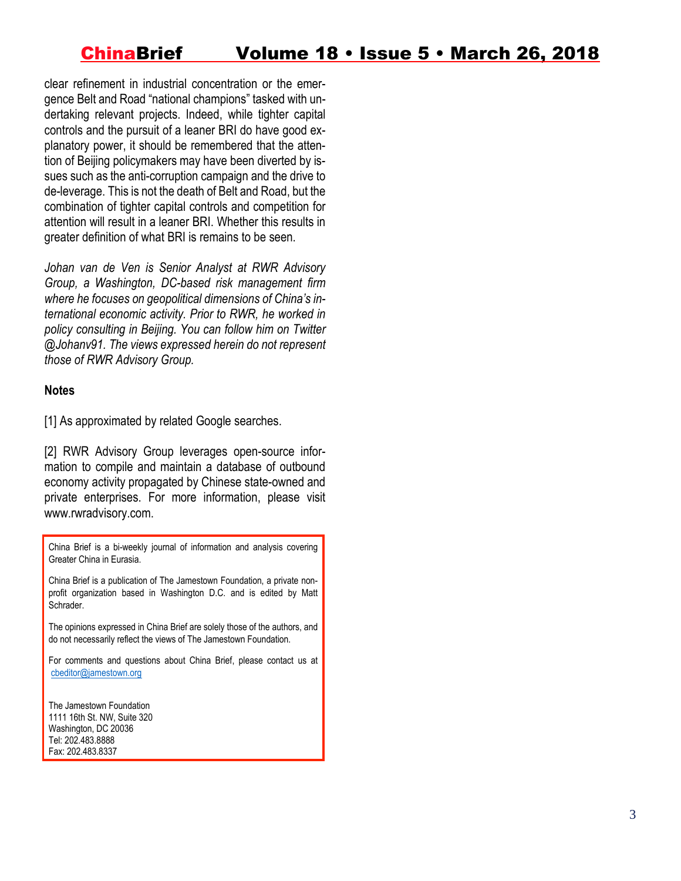clear refinement in industrial concentration or the emergence Belt and Road "national champions" tasked with undertaking relevant projects. Indeed, while tighter capital controls and the pursuit of a leaner BRI do have good explanatory power, it should be remembered that the attention of Beijing policymakers may have been diverted by issues such as the anti-corruption campaign and the drive to de-leverage. This is not the death of Belt and Road, but the combination of tighter capital controls and competition for attention will result in a leaner BRI. Whether this results in greater definition of what BRI is remains to be seen.

*Johan van de Ven is Senior Analyst at RWR Advisory Group, a Washington, DC-based risk management firm where he focuses on geopolitical dimensions of China's international economic activity. Prior to RWR, he worked in policy consulting in Beijing. You can follow him on Twitter @Johanv91. The views expressed herein do not represent those of RWR Advisory Group.*

**Notes**

[1] As approximated by related Google searches.

[2] RWR Advisory Group leverages open-source information to compile and maintain a database of outbound economy activity propagated by Chinese state-owned and private enterprises. For more information, please visit www.rwradvisory.com.

China Brief is a bi-weekly journal of information and analysis covering Greater China in Eurasia.

China Brief is a publication of The Jamestown Foundation, a private non-profit organization based in Washington D.C. and is edited by Matt Schrader.

The opinions expressed in China Brief are solely those of the authors, and do not necessarily reflect the views of The Jamestown Foundation.

For comments and questions about China Brief, please contact us at cbeditor@jamestown.org

The Jamestown Foundation
1111 16th St. NW, Suite 320
Washington, DC 20036
Tel: 202.483.8888
Fax: 202.483.8337